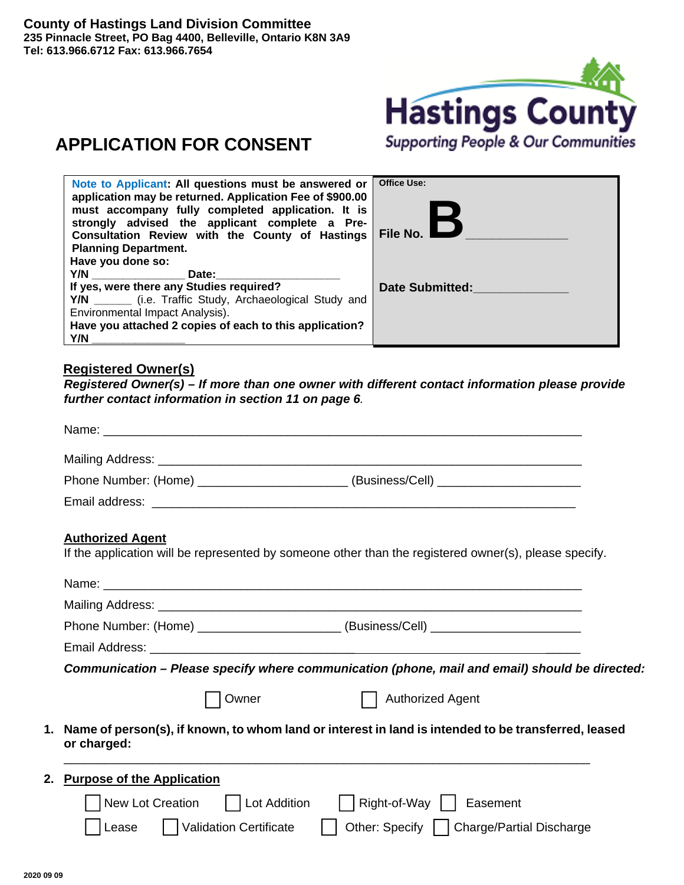**County of Hastings Land Division Committee**
**235 Pinnacle Street, PO Bag 4400, Belleville, Ontario K8N 3A9**
**Tel: 613.966.6712 Fax: 613.966.7654**

Hastings County
*Supporting People & Our Communities*

# APPLICATION FOR CONSENT

| Note to Applicant: **All questions must be answered or application may be returned. Application Fee of $900.00 must accompany fully completed application. It is strongly advised the applicant complete a Pre-Consultation Review with the County of Hastings Planning Department.**<br>**Have you done so:**<br>**Y/N** _______________ **Date:**____________________<br>**If yes, were there any Studies required?**<br>**Y/N** ______ (i.e. Traffic Study, Archaeological Study and Environmental Impact Analysis).<br>**Have you attached 2 copies of each to this application?**<br>**Y/N** _______________ | **Office Use:**<br><br>**File No. B** _______________<br><br>**Date Submitted:**______________ |
|---|---|

## Registered Owner(s)

***Registered Owner(s) – If more than one owner with different contact information please provide further contact information in section 11 on page 6.***

Name: ______________________________________________________________________

Mailing Address: ______________________________________________________________

Phone Number: (Home) _____________________ (Business/Cell) _____________________

Email address: ________________________________________________________________

## Authorized Agent

If the application will be represented by someone other than the registered owner(s), please specify.

Name: ______________________________________________________________________

Mailing Address: ______________________________________________________________

Phone Number: (Home) ____________________ (Business/Cell) _____________________

Email Address: ________________________________________________________________

***Communication – Please specify where communication (phone, mail and email) should be directed:***

☐ Owner ☐ Authorized Agent

**1. Name of person(s), if known, to whom land or interest in land is intended to be transferred, leased or charged:**

______________________________________________________________________________

**2. Purpose of the Application**

☐ New Lot Creation ☐ Lot Addition ☐ Right-of-Way ☐ Easement

☐ Lease ☐ Validation Certificate ☐ Other: Specify ☐ Charge/Partial Discharge

2020 09 09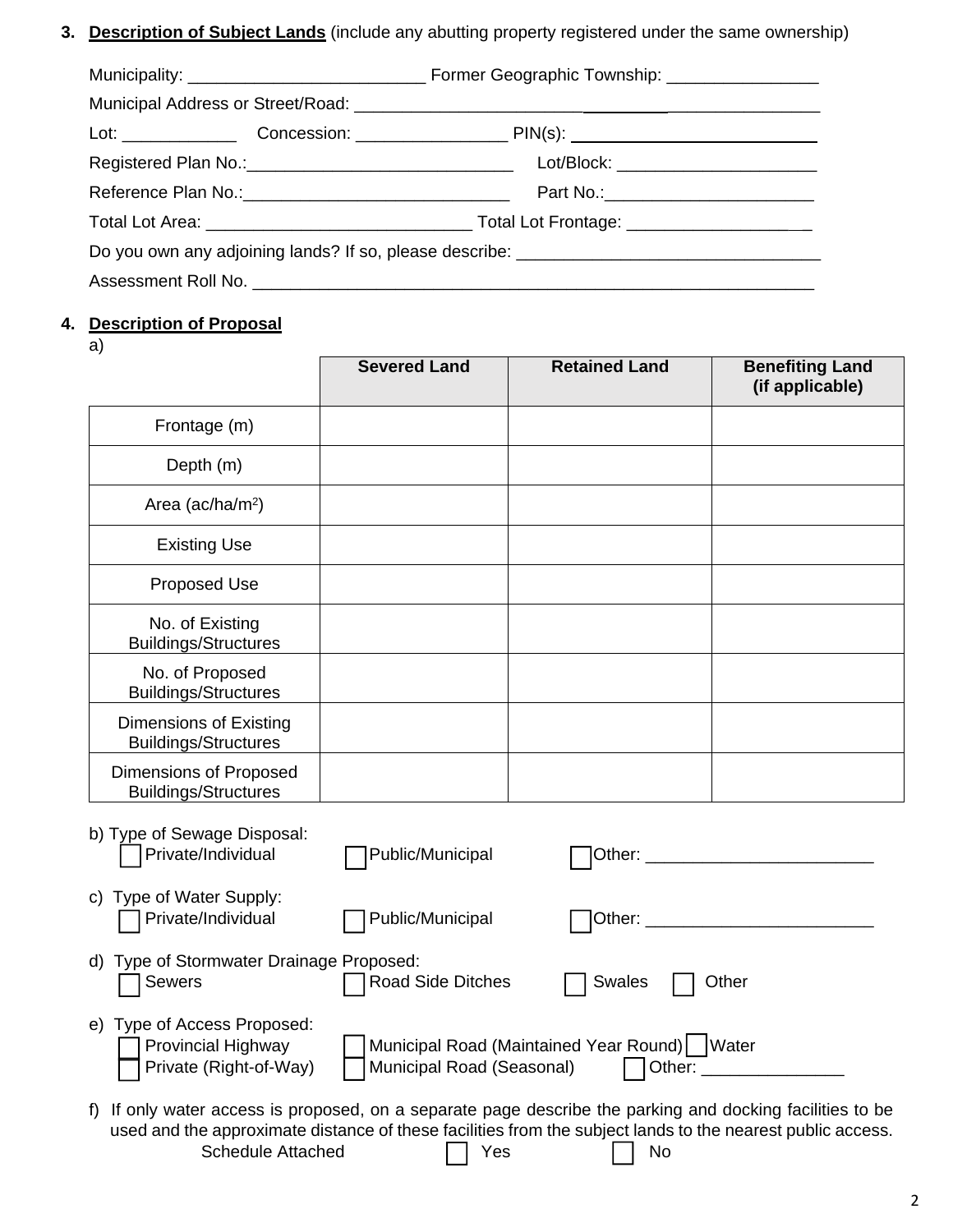3. **Description of Subject Lands** (include any abutting property registered under the same ownership)

Municipality: _________________________ Former Geographic Township: ________________

Municipal Address or Street/Road: ________________________________________________

Lot: ____________ Concession: ________________ PIN(s): ___________________________

Registered Plan No.:____________________________ Lot/Block: _____________________

Reference Plan No.:_____________________________ Part No.:_______________________

Total Lot Area: ____________________________ Total Lot Frontage: ____________________

Do you own any adjoining lands? If so, please describe: ________________________________

Assessment Roll No. ____________________________________________________________

4. **Description of Proposal**

a)

| | **Severed Land** | **Retained Land** | **Benefiting Land (if applicable)** |
|---|---|---|---|
| Frontage (m) | | | |
| Depth (m) | | | |
| Area (ac/ha/m$^2$) | | | |
| Existing Use | | | |
| Proposed Use | | | |
| No. of Existing Buildings/Structures | | | |
| No. of Proposed Buildings/Structures | | | |
| Dimensions of Existing Buildings/Structures | | | |
| Dimensions of Proposed Buildings/Structures | | | |

b) Type of Sewage Disposal:
☐ Private/Individual ☐ Public/Municipal ☐ Other: ________________________

c) Type of Water Supply:
☐ Private/Individual ☐ Public/Municipal ☐ Other: ________________________

d) Type of Stormwater Drainage Proposed:
☐ Sewers ☐ Road Side Ditches ☐ Swales ☐ Other

e) Type of Access Proposed:
☐ Provincial Highway ☐ Municipal Road (Maintained Year Round) ☐ Water
☐ Private (Right-of-Way) ☐ Municipal Road (Seasonal) ☐ Other: _______________

f) If only water access is proposed, on a separate page describe the parking and docking facilities to be used and the approximate distance of these facilities from the subject lands to the nearest public access.
Schedule Attached ☐ Yes ☐ No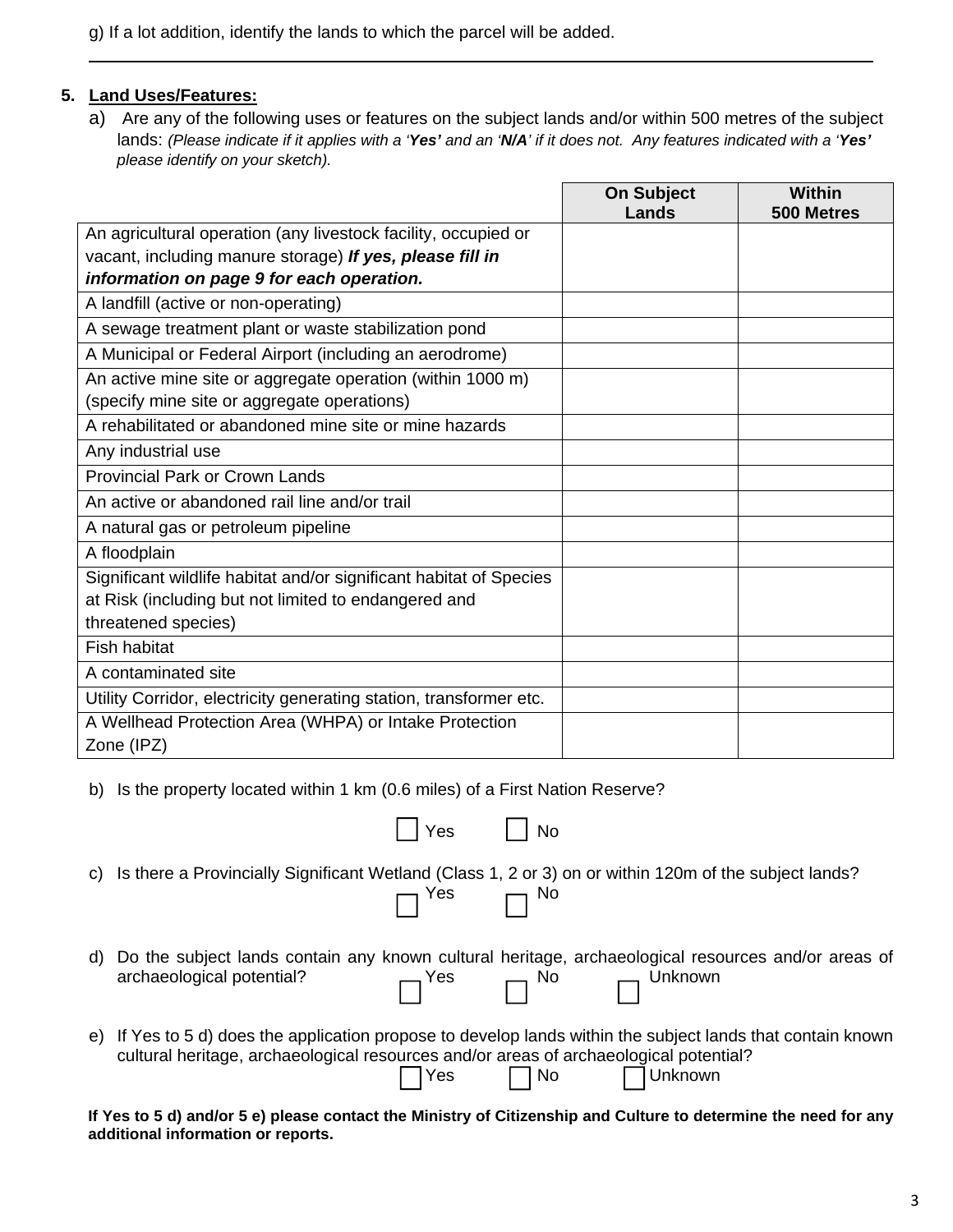g) If a lot addition, identify the lands to which the parcel will be added.

______________________________________________________________________________

5. **Land Uses/Features:**

a) Are any of the following uses or features on the subject lands and/or within 500 metres of the subject lands: *(Please indicate if it applies with a '**Yes'** and an '**N/A**' if it does not. Any features indicated with a '**Yes'** please identify on your sketch).*

| | **On Subject Lands** | **Within 500 Metres** |
|---|---|---|
| An agricultural operation (any livestock facility, occupied or vacant, including manure storage) ***If yes, please fill in information on page 9 for each operation.*** | | |
| A landfill (active or non-operating) | | |
| A sewage treatment plant or waste stabilization pond | | |
| A Municipal or Federal Airport (including an aerodrome) | | |
| An active mine site or aggregate operation (within 1000 m) (specify mine site or aggregate operations) | | |
| A rehabilitated or abandoned mine site or mine hazards | | |
| Any industrial use | | |
| Provincial Park or Crown Lands | | |
| An active or abandoned rail line and/or trail | | |
| A natural gas or petroleum pipeline | | |
| A floodplain | | |
| Significant wildlife habitat and/or significant habitat of Species at Risk (including but not limited to endangered and threatened species) | | |
| Fish habitat | | |
| A contaminated site | | |
| Utility Corridor, electricity generating station, transformer etc. | | |
| A Wellhead Protection Area (WHPA) or Intake Protection Zone (IPZ) | | |

b) Is the property located within 1 km (0.6 miles) of a First Nation Reserve?

☐ Yes ☐ No

c) Is there a Provincially Significant Wetland (Class 1, 2 or 3) on or within 120m of the subject lands?

☐ Yes ☐ No

d) Do the subject lands contain any known cultural heritage, archaeological resources and/or areas of archaeological potential?

☐ Yes ☐ No ☐ Unknown

e) If Yes to 5 d) does the application propose to develop lands within the subject lands that contain known cultural heritage, archaeological resources and/or areas of archaeological potential?

☐ Yes ☐ No ☐ Unknown

**If Yes to 5 d) and/or 5 e) please contact the Ministry of Citizenship and Culture to determine the need for any additional information or reports.**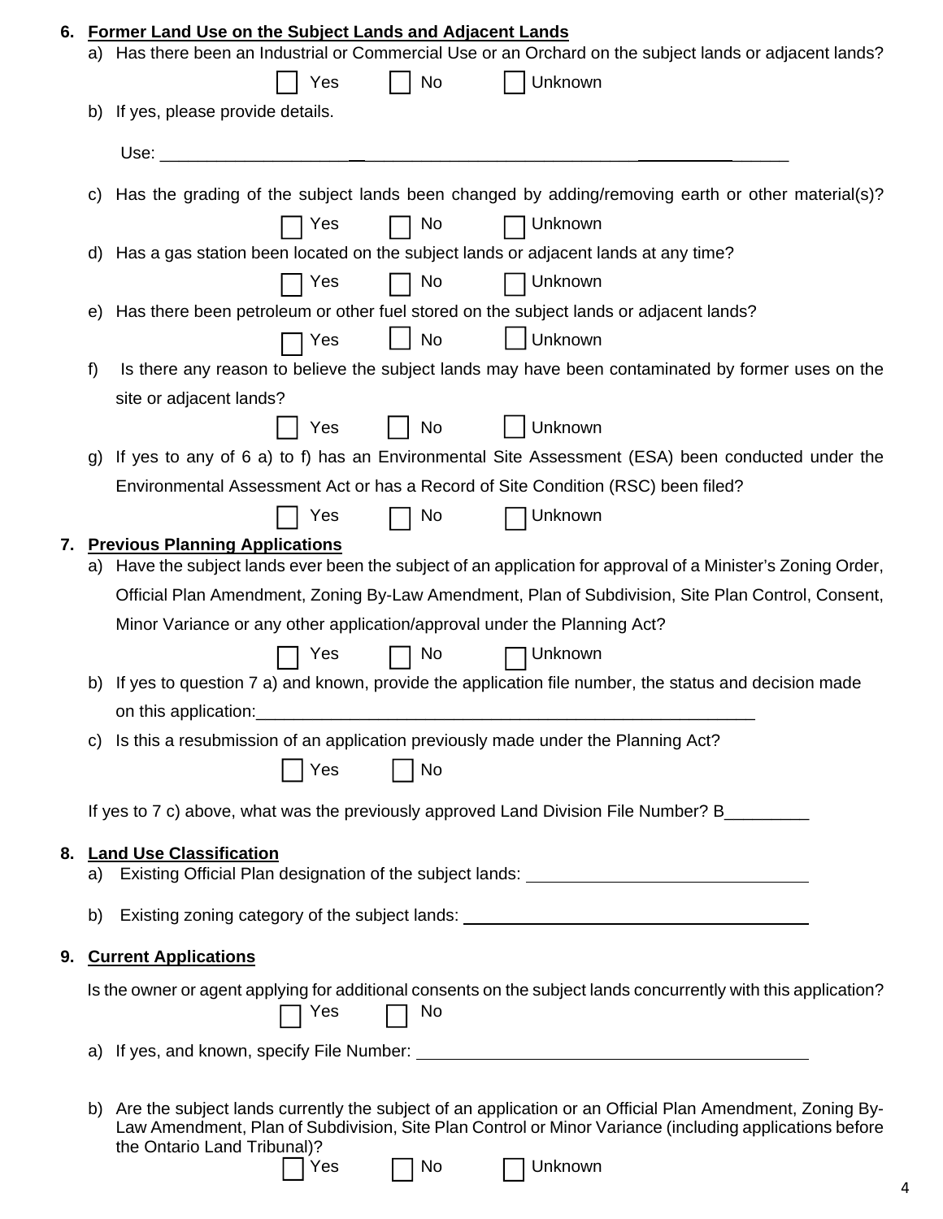**6. Former Land Use on the Subject Lands and Adjacent Lands**

a) Has there been an Industrial or Commercial Use or an Orchard on the subject lands or adjacent lands?

☐ Yes ☐ No ☐ Unknown

b) If yes, please provide details.

Use: ______________________________________________________________________

c) Has the grading of the subject lands been changed by adding/removing earth or other material(s)?

☐ Yes ☐ No ☐ Unknown

d) Has a gas station been located on the subject lands or adjacent lands at any time?

☐ Yes ☐ No ☐ Unknown

e) Has there been petroleum or other fuel stored on the subject lands or adjacent lands?

☐ Yes ☐ No ☐ Unknown

f) Is there any reason to believe the subject lands may have been contaminated by former uses on the site or adjacent lands?

☐ Yes ☐ No ☐ Unknown

g) If yes to any of 6 a) to f) has an Environmental Site Assessment (ESA) been conducted under the Environmental Assessment Act or has a Record of Site Condition (RSC) been filed?

☐ Yes ☐ No ☐ Unknown

**7. Previous Planning Applications**

a) Have the subject lands ever been the subject of an application for approval of a Minister's Zoning Order, Official Plan Amendment, Zoning By-Law Amendment, Plan of Subdivision, Site Plan Control, Consent, Minor Variance or any other application/approval under the Planning Act?

☐ Yes ☐ No ☐ Unknown

b) If yes to question 7 a) and known, provide the application file number, the status and decision made on this application:_______________________________________________________

c) Is this a resubmission of an application previously made under the Planning Act?

☐ Yes ☐ No

If yes to 7 c) above, what was the previously approved Land Division File Number? B_________

**8. Land Use Classification**

a) Existing Official Plan designation of the subject lands: ______________________________

b) Existing zoning category of the subject lands: ______________________________________

**9. Current Applications**

Is the owner or agent applying for additional consents on the subject lands concurrently with this application?

☐ Yes ☐ No

a) If yes, and known, specify File Number: ___________________________________________

b) Are the subject lands currently the subject of an application or an Official Plan Amendment, Zoning By-Law Amendment, Plan of Subdivision, Site Plan Control or Minor Variance (including applications before the Ontario Land Tribunal)?

☐ Yes ☐ No ☐ Unknown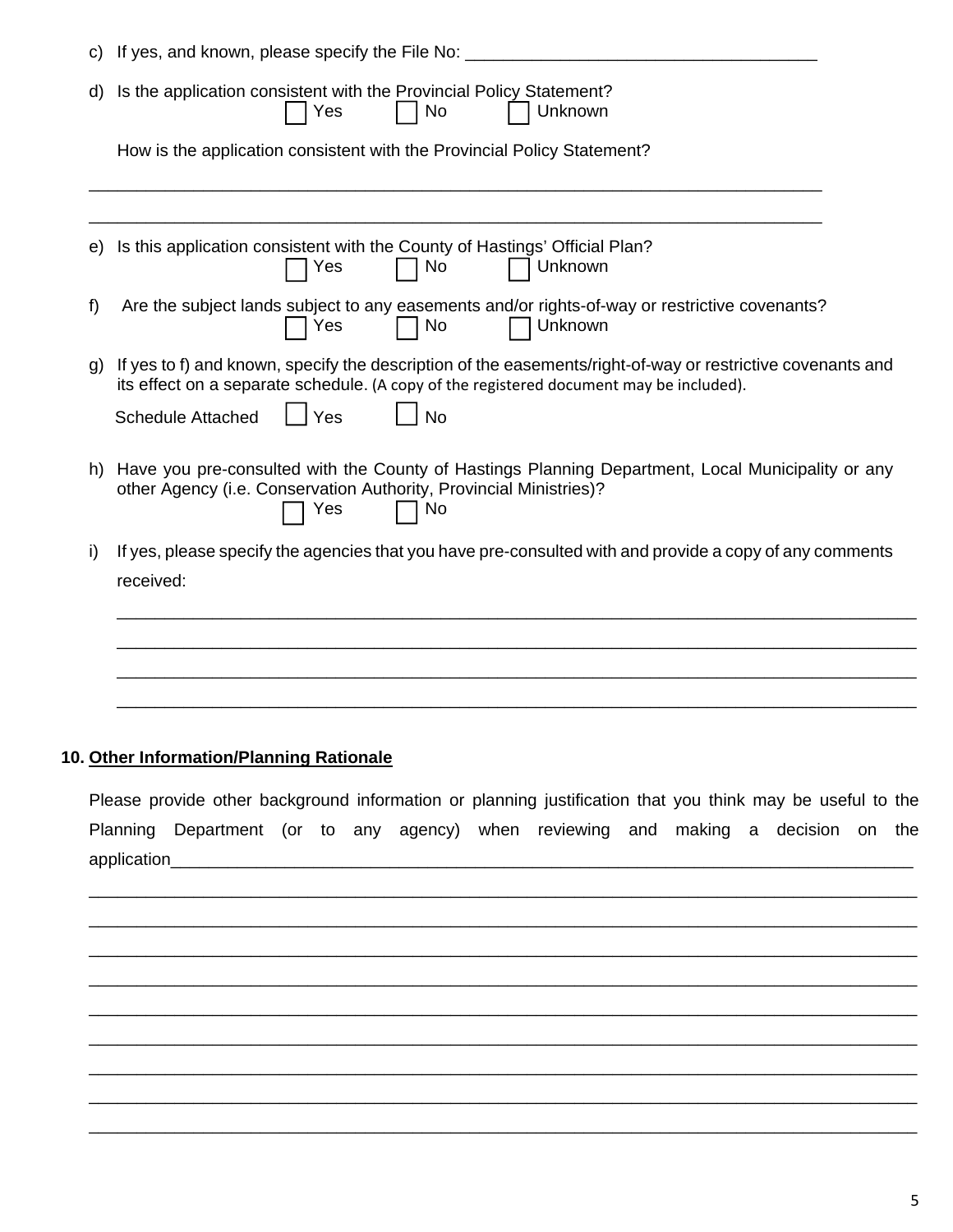c) If yes, and known, please specify the File No: ______________________________________

d) Is the application consistent with the Provincial Policy Statement?

☐ Yes ☐ No ☐ Unknown

How is the application consistent with the Provincial Policy Statement?

_______________________________________________________________________________

_______________________________________________________________________________

e) Is this application consistent with the County of Hastings' Official Plan?

☐ Yes ☐ No ☐ Unknown

f) Are the subject lands subject to any easements and/or rights-of-way or restrictive covenants?

☐ Yes ☐ No ☐ Unknown

g) If yes to f) and known, specify the description of the easements/right-of-way or restrictive covenants and its effect on a separate schedule. (A copy of the registered document may be included).

Schedule Attached ☐ Yes ☐ No

h) Have you pre-consulted with the County of Hastings Planning Department, Local Municipality or any other Agency (i.e. Conservation Authority, Provincial Ministries)?

☐ Yes ☐ No

i) If yes, please specify the agencies that you have pre-consulted with and provide a copy of any comments received:

_______________________________________________________________________________

_______________________________________________________________________________

_______________________________________________________________________________

_______________________________________________________________________________

## 10. Other Information/Planning Rationale

Please provide other background information or planning justification that you think may be useful to the Planning Department (or to any agency) when reviewing and making a decision on the application_______________________________________________________________________

_______________________________________________________________________________

_______________________________________________________________________________

_______________________________________________________________________________

_______________________________________________________________________________

_______________________________________________________________________________

_______________________________________________________________________________

_______________________________________________________________________________

_______________________________________________________________________________

_______________________________________________________________________________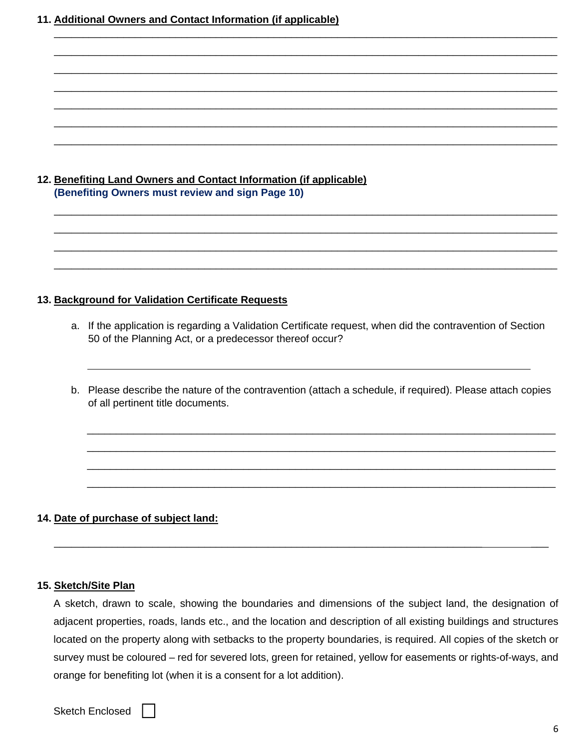**11. Additional Owners and Contact Information (if applicable)**

\_\_\_\_\_\_\_\_\_\_\_\_\_\_\_\_\_\_\_\_\_\_\_\_\_\_\_\_\_\_\_\_\_\_\_\_\_\_\_\_\_\_\_\_\_\_\_\_\_\_\_\_\_\_\_\_\_\_\_\_\_\_\_\_\_\_\_\_\_\_\_\_\_\_\_\_

\_\_\_\_\_\_\_\_\_\_\_\_\_\_\_\_\_\_\_\_\_\_\_\_\_\_\_\_\_\_\_\_\_\_\_\_\_\_\_\_\_\_\_\_\_\_\_\_\_\_\_\_\_\_\_\_\_\_\_\_\_\_\_\_\_\_\_\_\_\_\_\_\_\_\_\_

\_\_\_\_\_\_\_\_\_\_\_\_\_\_\_\_\_\_\_\_\_\_\_\_\_\_\_\_\_\_\_\_\_\_\_\_\_\_\_\_\_\_\_\_\_\_\_\_\_\_\_\_\_\_\_\_\_\_\_\_\_\_\_\_\_\_\_\_\_\_\_\_\_\_\_\_

\_\_\_\_\_\_\_\_\_\_\_\_\_\_\_\_\_\_\_\_\_\_\_\_\_\_\_\_\_\_\_\_\_\_\_\_\_\_\_\_\_\_\_\_\_\_\_\_\_\_\_\_\_\_\_\_\_\_\_\_\_\_\_\_\_\_\_\_\_\_\_\_\_\_\_\_

\_\_\_\_\_\_\_\_\_\_\_\_\_\_\_\_\_\_\_\_\_\_\_\_\_\_\_\_\_\_\_\_\_\_\_\_\_\_\_\_\_\_\_\_\_\_\_\_\_\_\_\_\_\_\_\_\_\_\_\_\_\_\_\_\_\_\_\_\_\_\_\_\_\_\_\_

\_\_\_\_\_\_\_\_\_\_\_\_\_\_\_\_\_\_\_\_\_\_\_\_\_\_\_\_\_\_\_\_\_\_\_\_\_\_\_\_\_\_\_\_\_\_\_\_\_\_\_\_\_\_\_\_\_\_\_\_\_\_\_\_\_\_\_\_\_\_\_\_\_\_\_\_

\_\_\_\_\_\_\_\_\_\_\_\_\_\_\_\_\_\_\_\_\_\_\_\_\_\_\_\_\_\_\_\_\_\_\_\_\_\_\_\_\_\_\_\_\_\_\_\_\_\_\_\_\_\_\_\_\_\_\_\_\_\_\_\_\_\_\_\_\_\_\_\_\_\_\_\_

**12. Benefiting Land Owners and Contact Information (if applicable)**
**(Benefiting Owners must review and sign Page 10)**

\_\_\_\_\_\_\_\_\_\_\_\_\_\_\_\_\_\_\_\_\_\_\_\_\_\_\_\_\_\_\_\_\_\_\_\_\_\_\_\_\_\_\_\_\_\_\_\_\_\_\_\_\_\_\_\_\_\_\_\_\_\_\_\_\_\_\_\_\_\_\_\_\_\_\_\_

\_\_\_\_\_\_\_\_\_\_\_\_\_\_\_\_\_\_\_\_\_\_\_\_\_\_\_\_\_\_\_\_\_\_\_\_\_\_\_\_\_\_\_\_\_\_\_\_\_\_\_\_\_\_\_\_\_\_\_\_\_\_\_\_\_\_\_\_\_\_\_\_\_\_\_\_

\_\_\_\_\_\_\_\_\_\_\_\_\_\_\_\_\_\_\_\_\_\_\_\_\_\_\_\_\_\_\_\_\_\_\_\_\_\_\_\_\_\_\_\_\_\_\_\_\_\_\_\_\_\_\_\_\_\_\_\_\_\_\_\_\_\_\_\_\_\_\_\_\_\_\_\_

\_\_\_\_\_\_\_\_\_\_\_\_\_\_\_\_\_\_\_\_\_\_\_\_\_\_\_\_\_\_\_\_\_\_\_\_\_\_\_\_\_\_\_\_\_\_\_\_\_\_\_\_\_\_\_\_\_\_\_\_\_\_\_\_\_\_\_\_\_\_\_\_\_\_\_\_

**13. Background for Validation Certificate Requests**

a. If the application is regarding a Validation Certificate request, when did the contravention of Section 50 of the Planning Act, or a predecessor thereof occur?

\_\_\_\_\_\_\_\_\_\_\_\_\_\_\_\_\_\_\_\_\_\_\_\_\_\_\_\_\_\_\_\_\_\_\_\_\_\_\_\_\_\_\_\_\_\_\_\_\_\_\_\_\_\_\_\_\_\_\_\_\_\_\_\_\_\_\_\_\_\_

b. Please describe the nature of the contravention (attach a schedule, if required). Please attach copies of all pertinent title documents.

\_\_\_\_\_\_\_\_\_\_\_\_\_\_\_\_\_\_\_\_\_\_\_\_\_\_\_\_\_\_\_\_\_\_\_\_\_\_\_\_\_\_\_\_\_\_\_\_\_\_\_\_\_\_\_\_\_\_\_\_\_\_\_\_\_\_\_\_\_\_

\_\_\_\_\_\_\_\_\_\_\_\_\_\_\_\_\_\_\_\_\_\_\_\_\_\_\_\_\_\_\_\_\_\_\_\_\_\_\_\_\_\_\_\_\_\_\_\_\_\_\_\_\_\_\_\_\_\_\_\_\_\_\_\_\_\_\_\_\_\_

\_\_\_\_\_\_\_\_\_\_\_\_\_\_\_\_\_\_\_\_\_\_\_\_\_\_\_\_\_\_\_\_\_\_\_\_\_\_\_\_\_\_\_\_\_\_\_\_\_\_\_\_\_\_\_\_\_\_\_\_\_\_\_\_\_\_\_\_\_\_

\_\_\_\_\_\_\_\_\_\_\_\_\_\_\_\_\_\_\_\_\_\_\_\_\_\_\_\_\_\_\_\_\_\_\_\_\_\_\_\_\_\_\_\_\_\_\_\_\_\_\_\_\_\_\_\_\_\_\_\_\_\_\_\_\_\_\_\_\_\_

**14. Date of purchase of subject land:**

\_\_\_\_\_\_\_\_\_\_\_\_\_\_\_\_\_\_\_\_\_\_\_\_\_\_\_\_\_\_\_\_\_\_\_\_\_\_\_\_\_\_\_\_\_\_\_\_\_\_\_\_\_\_\_\_\_\_\_\_\_\_\_\_\_\_\_\_\_\_\_\_\_\_\_

**15. Sketch/Site Plan**

A sketch, drawn to scale, showing the boundaries and dimensions of the subject land, the designation of adjacent properties, roads, lands etc., and the location and description of all existing buildings and structures located on the property along with setbacks to the property boundaries, is required. All copies of the sketch or survey must be coloured – red for severed lots, green for retained, yellow for easements or rights-of-ways, and orange for benefiting lot (when it is a consent for a lot addition).

Sketch Enclosed ☐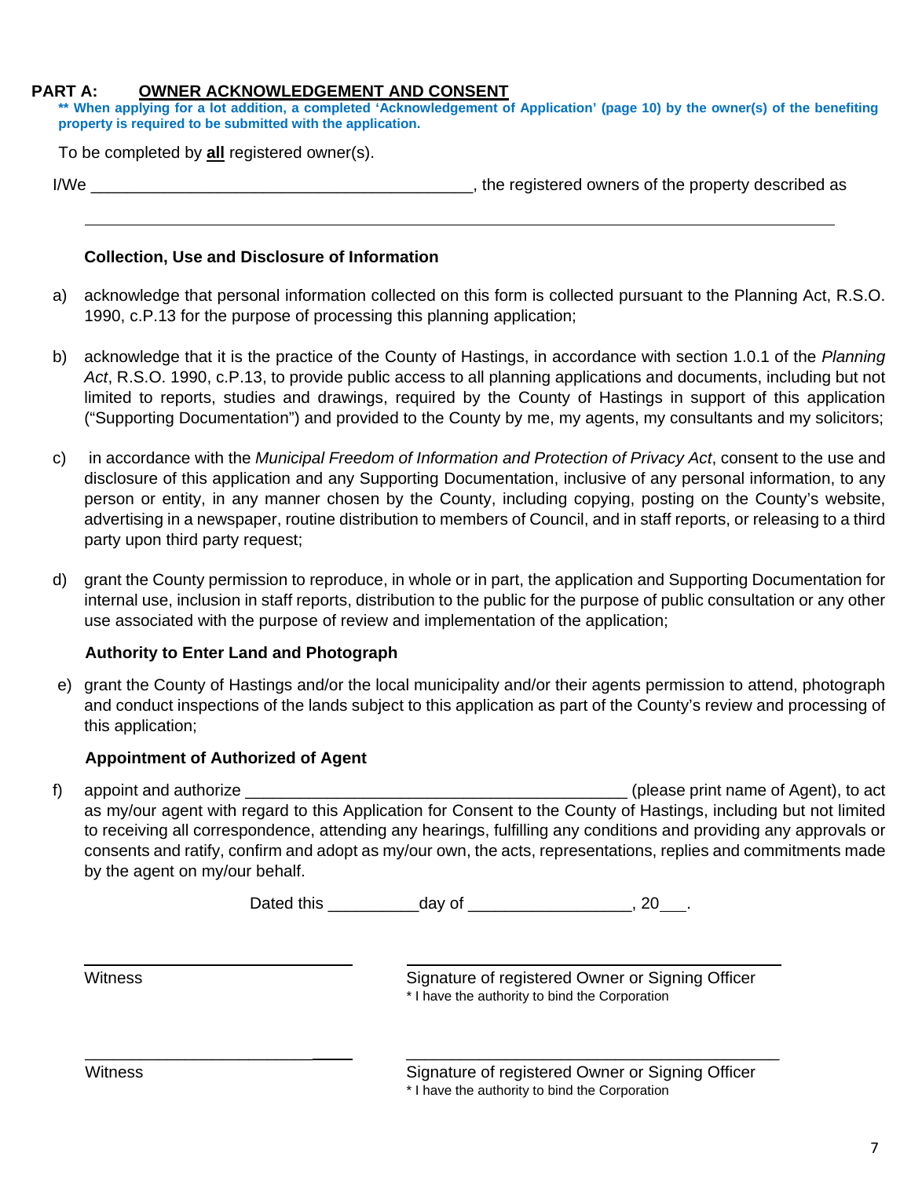## PART A: OWNER ACKNOWLEDGEMENT AND CONSENT

**** When applying for a lot addition, a completed 'Acknowledgement of Application' (page 10) by the owner(s) of the benefiting property is required to be submitted with the application.**

To be completed by **all** registered owner(s).

I/We ___________________________________________, the registered owners of the property described as

_______________________________________________________________________________

**Collection, Use and Disclosure of Information**

a) acknowledge that personal information collected on this form is collected pursuant to the Planning Act, R.S.O. 1990, c.P.13 for the purpose of processing this planning application;

b) acknowledge that it is the practice of the County of Hastings, in accordance with section 1.0.1 of the *Planning Act*, R.S.O. 1990, c.P.13, to provide public access to all planning applications and documents, including but not limited to reports, studies and drawings, required by the County of Hastings in support of this application ("Supporting Documentation") and provided to the County by me, my agents, my consultants and my solicitors;

c) in accordance with the *Municipal Freedom of Information and Protection of Privacy Act*, consent to the use and disclosure of this application and any Supporting Documentation, inclusive of any personal information, to any person or entity, in any manner chosen by the County, including copying, posting on the County's website, advertising in a newspaper, routine distribution to members of Council, and in staff reports, or releasing to a third party upon third party request;

d) grant the County permission to reproduce, in whole or in part, the application and Supporting Documentation for internal use, inclusion in staff reports, distribution to the public for the purpose of public consultation or any other use associated with the purpose of review and implementation of the application;

**Authority to Enter Land and Photograph**

e) grant the County of Hastings and/or the local municipality and/or their agents permission to attend, photograph and conduct inspections of the lands subject to this application as part of the County's review and processing of this application;

**Appointment of Authorized of Agent**

f) appoint and authorize ___________________________________________ (please print name of Agent), to act as my/our agent with regard to this Application for Consent to the County of Hastings, including but not limited to receiving all correspondence, attending any hearings, fulfilling any conditions and providing any approvals or consents and ratify, confirm and adopt as my/our own, the acts, representations, replies and commitments made by the agent on my/our behalf.

Dated this __________day of _________________, 20___.

_____________________________ Witness

_____________________________ Signature of registered Owner or Signing Officer
* I have the authority to bind the Corporation

_____________________________ Witness

_____________________________ Signature of registered Owner or Signing Officer
* I have the authority to bind the Corporation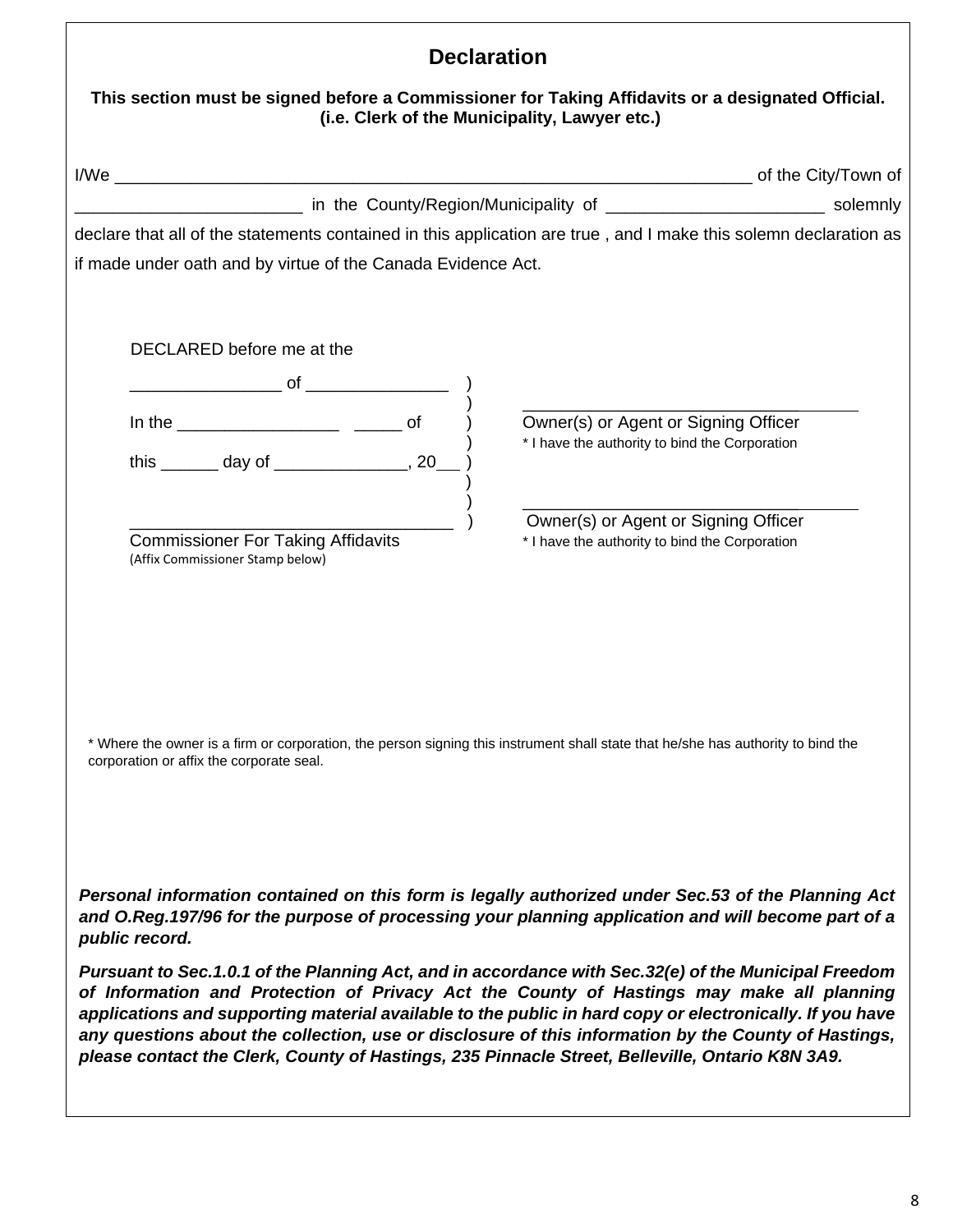# Declaration

**This section must be signed before a Commissioner for Taking Affidavits or a designated Official. (i.e. Clerk of the Municipality, Lawyer etc.)**

I/We ______________________________________________________________ of the City/Town of ________________________ in the County/Region/Municipality of _______________________ solemnly declare that all of the statements contained in this application are true , and I make this solemn declaration as if made under oath and by virtue of the Canada Evidence Act.

DECLARED before me at the

_______________ of ______________ )
)
In the ________________ _____ of )
)
this ______ day of _____________, 20__ )
)
)
________________________________ )
Commissioner For Taking Affidavits
(Affix Commissioner Stamp below)

___________________________________
Owner(s) or Agent or Signing Officer
* I have the authority to bind the Corporation

___________________________________
Owner(s) or Agent or Signing Officer
* I have the authority to bind the Corporation

* Where the owner is a firm or corporation, the person signing this instrument shall state that he/she has authority to bind the corporation or affix the corporate seal.

***Personal information contained on this form is legally authorized under Sec.53 of the Planning Act and O.Reg.197/96 for the purpose of processing your planning application and will become part of a public record.***

***Pursuant to Sec.1.0.1 of the Planning Act, and in accordance with Sec.32(e) of the Municipal Freedom of Information and Protection of Privacy Act the County of Hastings may make all planning applications and supporting material available to the public in hard copy or electronically. If you have any questions about the collection, use or disclosure of this information by the County of Hastings, please contact the Clerk, County of Hastings, 235 Pinnacle Street, Belleville, Ontario K8N 3A9.***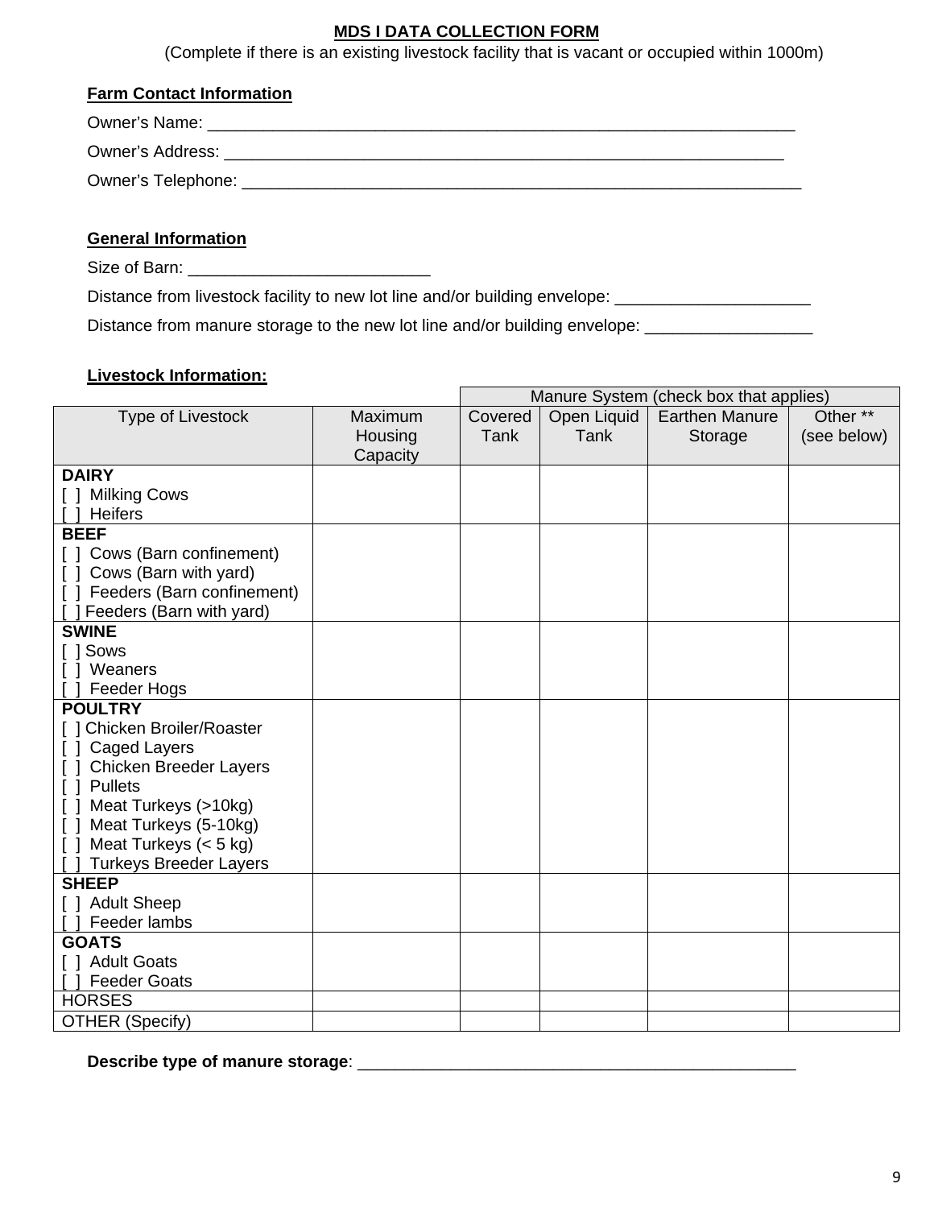## MDS I DATA COLLECTION FORM

(Complete if there is an existing livestock facility that is vacant or occupied within 1000m)

### Farm Contact Information

Owner's Name: _______________________________________________________________

Owner's Address: _____________________________________________________________

Owner's Telephone: ___________________________________________________________

### General Information

Size of Barn: __________________________

Distance from livestock facility to new lot line and/or building envelope: _____________________

Distance from manure storage to the new lot line and/or building envelope: __________________

### Livestock Information:

| | | Manure System (check box that applies) | | | |
|---|---|---|---|---|---|
| Type of Livestock | Maximum Housing Capacity | Covered Tank | Open Liquid Tank | Earthen Manure Storage | Other ** (see below) |
| **DAIRY**<br>[ ] Milking Cows<br>[ ] Heifers | | | | | |
| **BEEF**<br>[ ] Cows (Barn confinement)<br>[ ] Cows (Barn with yard)<br>[ ] Feeders (Barn confinement)<br>[ ] Feeders (Barn with yard) | | | | | |
| **SWINE**<br>[ ] Sows<br>[ ] Weaners<br>[ ] Feeder Hogs | | | | | |
| **POULTRY**<br>[ ] Chicken Broiler/Roaster<br>[ ] Caged Layers<br>[ ] Chicken Breeder Layers<br>[ ] Pullets<br>[ ] Meat Turkeys (>10kg)<br>[ ] Meat Turkeys (5-10kg)<br>[ ] Meat Turkeys (< 5 kg)<br>[ ] Turkeys Breeder Layers | | | | | |
| **SHEEP**<br>[ ] Adult Sheep<br>[ ] Feeder lambs | | | | | |
| **GOATS**<br>[ ] Adult Goats<br>[ ] Feeder Goats | | | | | |
| HORSES | | | | | |
| OTHER (Specify) | | | | | |

**Describe type of manure storage**: _________________________________________________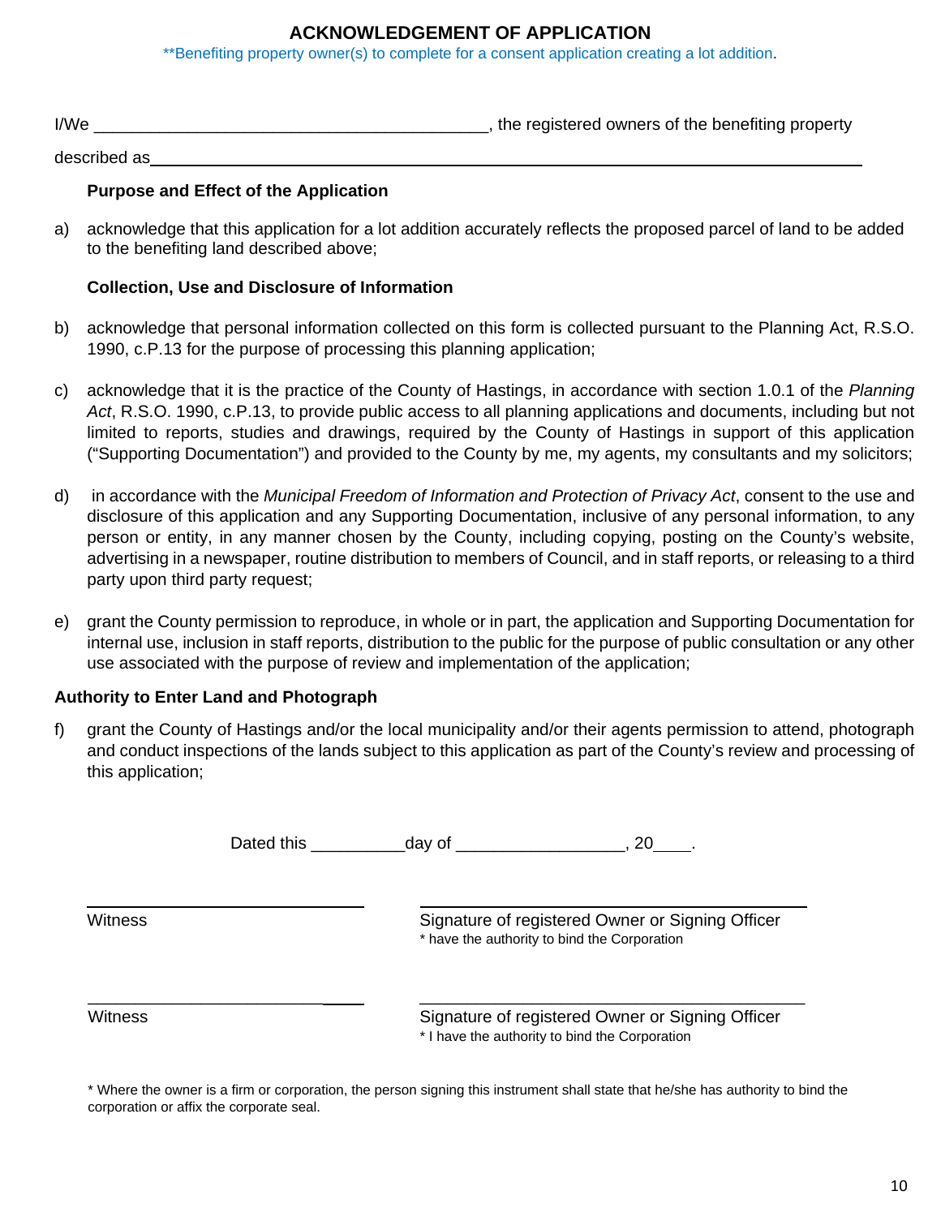# ACKNOWLEDGEMENT OF APPLICATION

**Benefiting property owner(s) to complete for a consent application creating a lot addition.

I/We ________________________________________, the registered owners of the benefiting property

described as____________________________________________________________________

**Purpose and Effect of the Application**

a) acknowledge that this application for a lot addition accurately reflects the proposed parcel of land to be added to the benefiting land described above;

**Collection, Use and Disclosure of Information**

b) acknowledge that personal information collected on this form is collected pursuant to the Planning Act, R.S.O. 1990, c.P.13 for the purpose of processing this planning application;

c) acknowledge that it is the practice of the County of Hastings, in accordance with section 1.0.1 of the *Planning Act*, R.S.O. 1990, c.P.13, to provide public access to all planning applications and documents, including but not limited to reports, studies and drawings, required by the County of Hastings in support of this application ("Supporting Documentation") and provided to the County by me, my agents, my consultants and my solicitors;

d) in accordance with the *Municipal Freedom of Information and Protection of Privacy Act*, consent to the use and disclosure of this application and any Supporting Documentation, inclusive of any personal information, to any person or entity, in any manner chosen by the County, including copying, posting on the County's website, advertising in a newspaper, routine distribution to members of Council, and in staff reports, or releasing to a third party upon third party request;

e) grant the County permission to reproduce, in whole or in part, the application and Supporting Documentation for internal use, inclusion in staff reports, distribution to the public for the purpose of public consultation or any other use associated with the purpose of review and implementation of the application;

**Authority to Enter Land and Photograph**

f) grant the County of Hastings and/or the local municipality and/or their agents permission to attend, photograph and conduct inspections of the lands subject to this application as part of the County's review and processing of this application;

Dated this __________day of _________________, 20____.

______________________________ &nbsp;&nbsp;&nbsp;&nbsp; ______________________________

Witness &nbsp;&nbsp;&nbsp;&nbsp; Signature of registered Owner or Signing Officer
* have the authority to bind the Corporation

______________________________ &nbsp;&nbsp;&nbsp;&nbsp; ______________________________

Witness &nbsp;&nbsp;&nbsp;&nbsp; Signature of registered Owner or Signing Officer
* I have the authority to bind the Corporation

* Where the owner is a firm or corporation, the person signing this instrument shall state that he/she has authority to bind the corporation or affix the corporate seal.